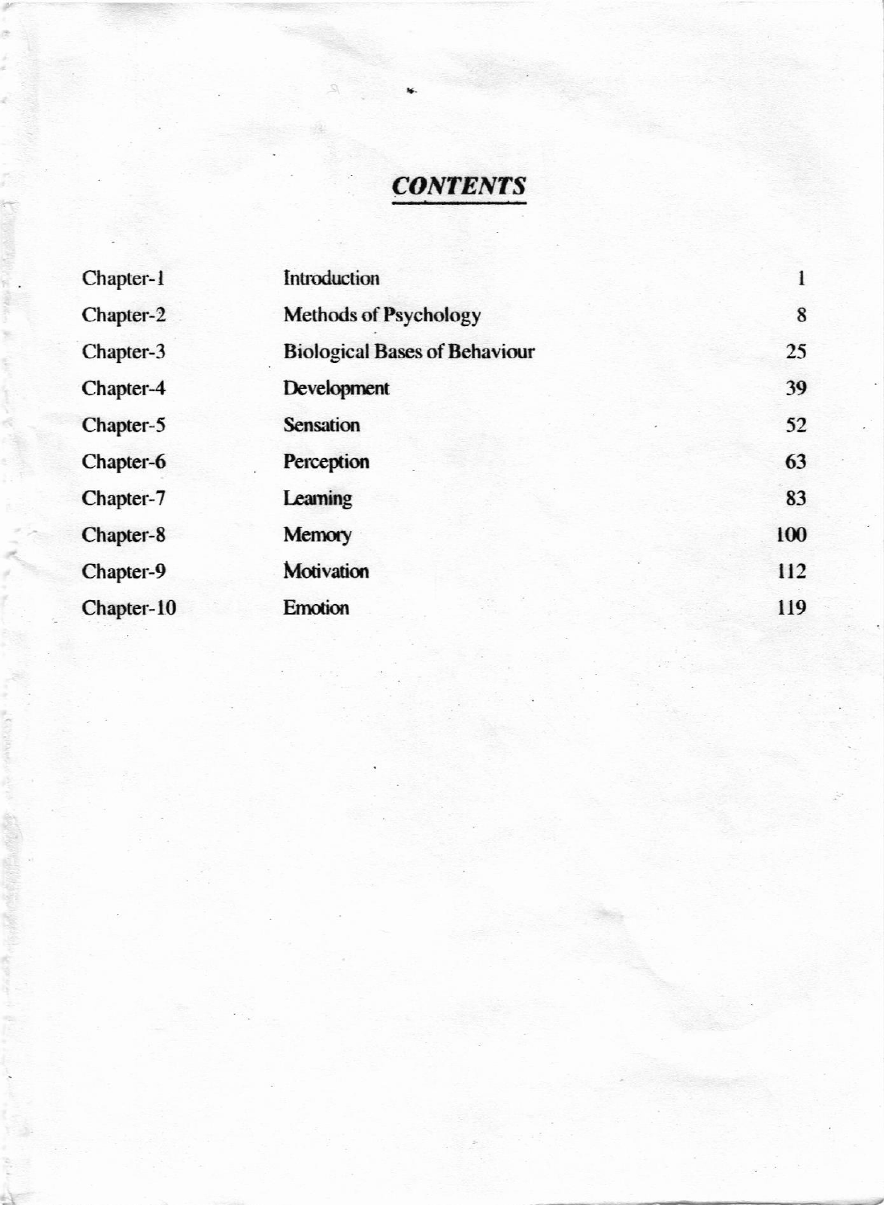# *CONTENTS*

| | | |
|---|---|---|
| Chapter-1 | Introduction | 1 |
| Chapter-2 | Methods of Psychology | 8 |
| Chapter-3 | Biological Bases of Behaviour | 25 |
| Chapter-4 | Development | 39 |
| Chapter-5 | Sensation | 52 |
| Chapter-6 | Perception | 63 |
| Chapter-7 | Learning | 83 |
| Chapter-8 | Memory | 100 |
| Chapter-9 | Motivation | 112 |
| Chapter-10 | Emotion | 119 |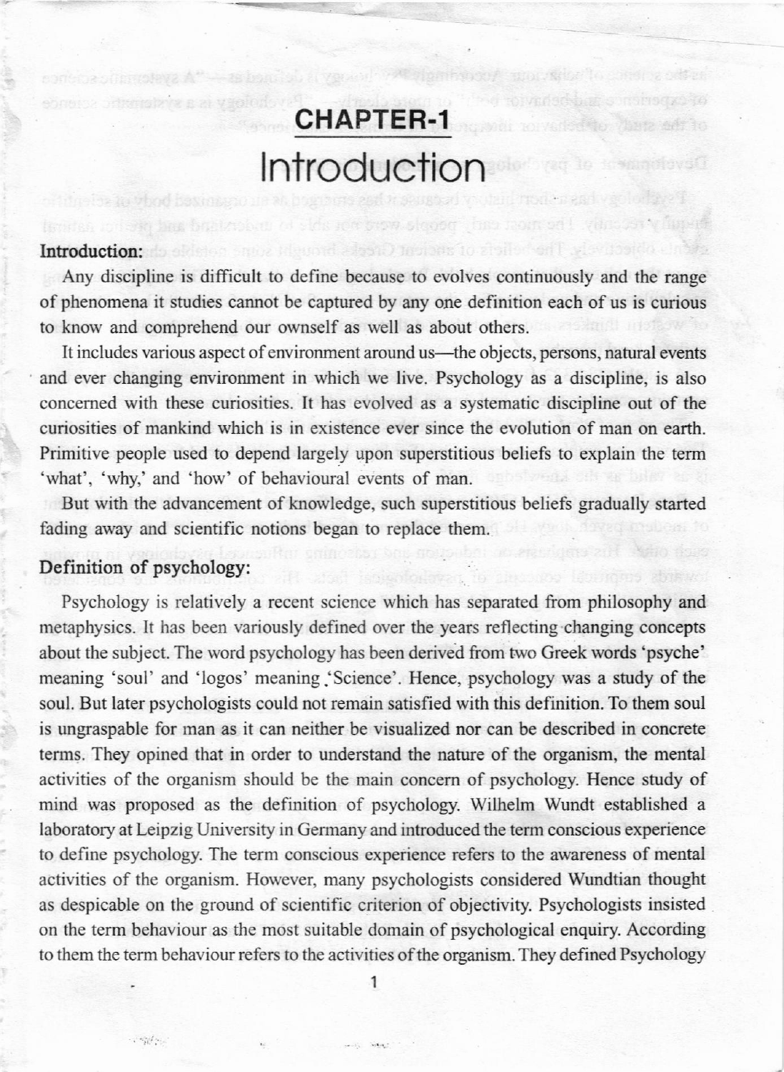# CHAPTER-1

# Introduction

**Introduction:**

Any discipline is difficult to define because to evolves continuously and the range of phenomena it studies cannot be captured by any one definition each of us is curious to know and comprehend our ownself as well as about others.

It includes various aspect of environment around us—the objects, persons, natural events and ever changing environment in which we live. Psychology as a discipline, is also concerned with these curiosities. It has evolved as a systematic discipline out of the curiosities of mankind which is in existence ever since the evolution of man on earth. Primitive people used to depend largely upon superstitious beliefs to explain the term 'what', 'why,' and 'how' of behavioural events of man.

But with the advancement of knowledge, such superstitious beliefs gradually started fading away and scientific notions began to replace them.

**Definition of psychology:**

Psychology is relatively a recent science which has separated from philosophy and metaphysics. It has been variously defined over the years reflecting changing concepts about the subject. The word psychology has been derived from two Greek words 'psyche' meaning 'soul' and 'logos' meaning 'Science'. Hence, psychology was a study of the soul. But later psychologists could not remain satisfied with this definition. To them soul is ungraspable for man as it can neither be visualized nor can be described in concrete terms. They opined that in order to understand the nature of the organism, the mental activities of the organism should be the main concern of psychology. Hence study of mind was proposed as the definition of psychology. Wilhelm Wundt established a laboratory at Leipzig University in Germany and introduced the term conscious experience to define psychology. The term conscious experience refers to the awareness of mental activities of the organism. However, many psychologists considered Wundtian thought as despicable on the ground of scientific criterion of objectivity. Psychologists insisted on the term behaviour as the most suitable domain of psychological enquiry. According to them the term behaviour refers to the activities of the organism. They defined Psychology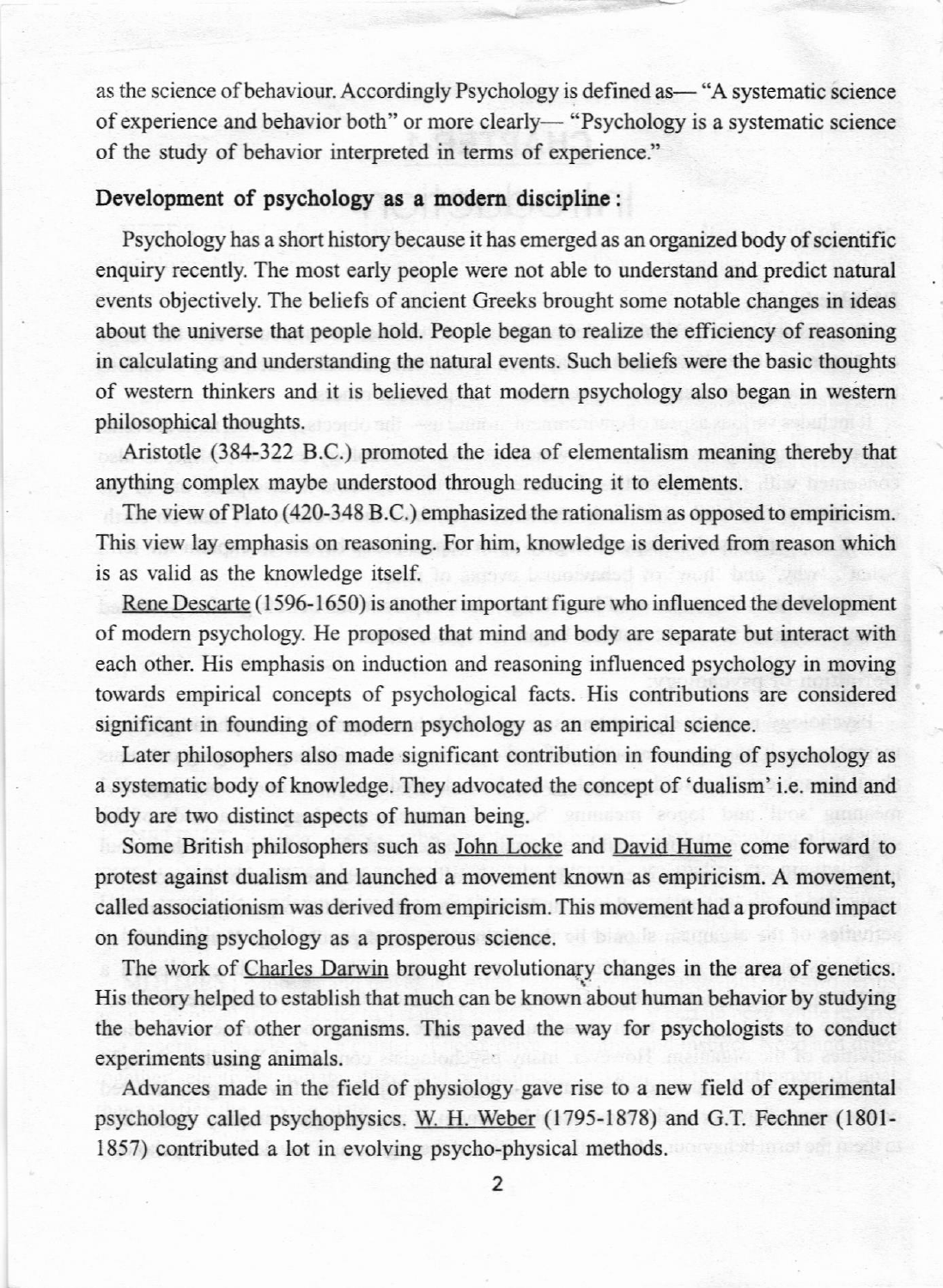as the science of behaviour. Accordingly Psychology is defined as— "A systematic science of experience and behavior both" or more clearly— "Psychology is a systematic science of the study of behavior interpreted in terms of experience."

**Development of psychology as a modern discipline :**

Psychology has a short history because it has emerged as an organized body of scientific enquiry recently. The most early people were not able to understand and predict natural events objectively. The beliefs of ancient Greeks brought some notable changes in ideas about the universe that people hold. People began to realize the efficiency of reasoning in calculating and understanding the natural events. Such beliefs were the basic thoughts of western thinkers and it is believed that modern psychology also began in western philosophical thoughts.

Aristotle (384-322 B.C.) promoted the idea of elementalism meaning thereby that anything complex maybe understood through reducing it to elements.

The view of Plato (420-348 B.C.) emphasized the rationalism as opposed to empiricism. This view lay emphasis on reasoning. For him, knowledge is derived from reason which is as valid as the knowledge itself.

Rene Descarte (1596-1650) is another important figure who influenced the development of modern psychology. He proposed that mind and body are separate but interact with each other. His emphasis on induction and reasoning influenced psychology in moving towards empirical concepts of psychological facts. His contributions are considered significant in founding of modern psychology as an empirical science.

Later philosophers also made significant contribution in founding of psychology as a systematic body of knowledge. They advocated the concept of 'dualism' i.e. mind and body are two distinct aspects of human being.

Some British philosophers such as John Locke and David Hume come forward to protest against dualism and launched a movement known as empiricism. A movement, called associationism was derived from empiricism. This movement had a profound impact on founding psychology as a prosperous science.

The work of Charles Darwin brought revolutionary changes in the area of genetics. His theory helped to establish that much can be known about human behavior by studying the behavior of other organisms. This paved the way for psychologists to conduct experiments using animals.

Advances made in the field of physiology gave rise to a new field of experimental psychology called psychophysics. W. H. Weber (1795-1878) and G.T. Fechner (1801-1857) contributed a lot in evolving psycho-physical methods.